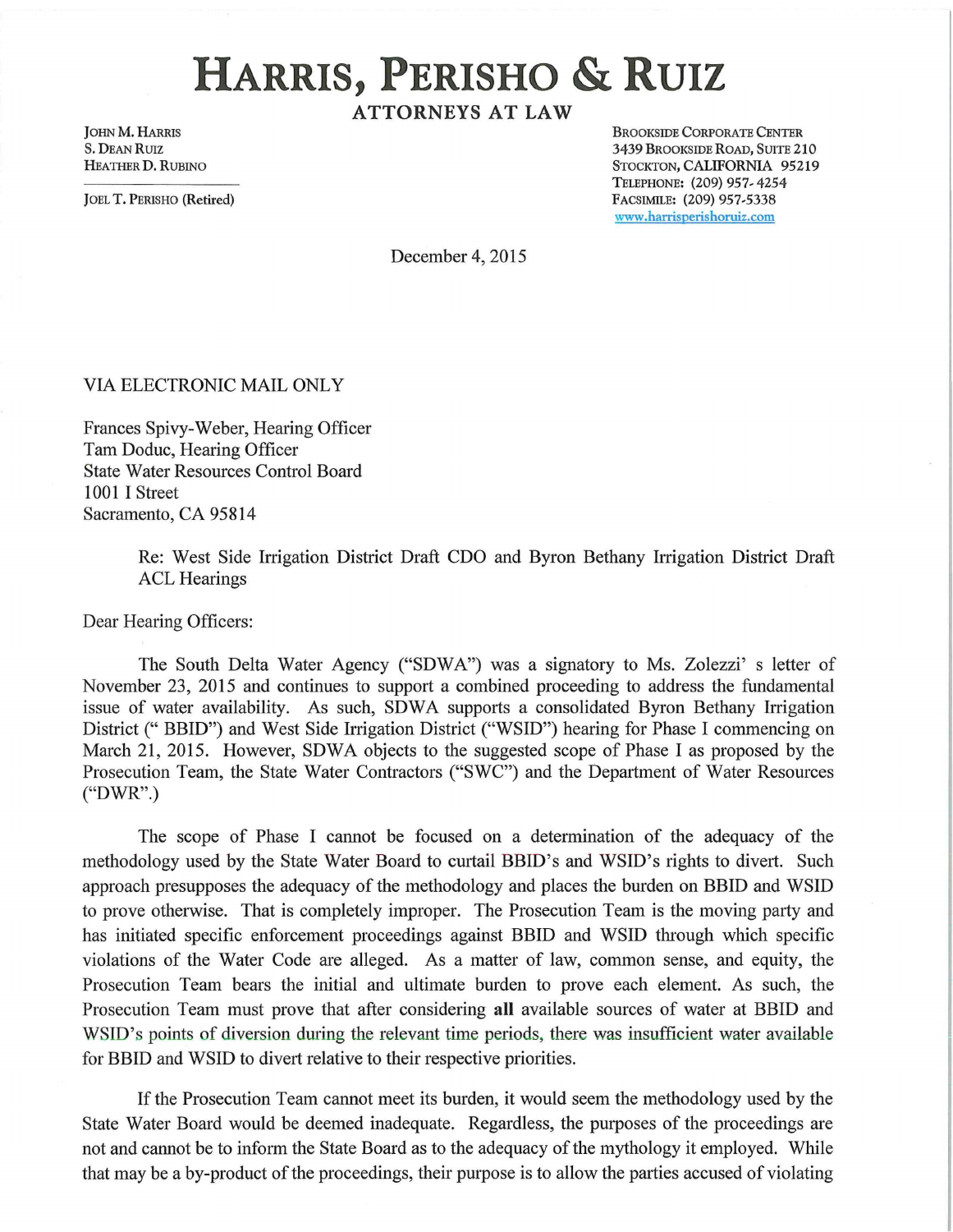# HARRIS, PERISHO & RUIZ

**ATTORNEYS AT LAW**

JOHN M. HARRIS
S. DEAN RUIZ
HEATHER D. RUBINO

JOEL T. PERISHO (Retired)

BROOKSIDE CORPORATE CENTER
3439 BROOKSIDE ROAD, SUITE 210
STOCKTON, CALIFORNIA 95219
TELEPHONE: (209) 957-4254
FACSIMILE: (209) 957-5338
www.harrisperishoruiz.com

December 4, 2015

VIA ELECTRONIC MAIL ONLY

Frances Spivy-Weber, Hearing Officer
Tam Doduc, Hearing Officer
State Water Resources Control Board
1001 I Street
Sacramento, CA 95814

Re: West Side Irrigation District Draft CDO and Byron Bethany Irrigation District Draft ACL Hearings

Dear Hearing Officers:

The South Delta Water Agency ("SDWA") was a signatory to Ms. Zolezzi' s letter of November 23, 2015 and continues to support a combined proceeding to address the fundamental issue of water availability. As such, SDWA supports a consolidated Byron Bethany Irrigation District (" BBID") and West Side Irrigation District ("WSID") hearing for Phase I commencing on March 21, 2015. However, SDWA objects to the suggested scope of Phase I as proposed by the Prosecution Team, the State Water Contractors ("SWC") and the Department of Water Resources ("DWR".)

The scope of Phase I cannot be focused on a determination of the adequacy of the methodology used by the State Water Board to curtail BBID's and WSID's rights to divert. Such approach presupposes the adequacy of the methodology and places the burden on BBID and WSID to prove otherwise. That is completely improper. The Prosecution Team is the moving party and has initiated specific enforcement proceedings against BBID and WSID through which specific violations of the Water Code are alleged. As a matter of law, common sense, and equity, the Prosecution Team bears the initial and ultimate burden to prove each element. As such, the Prosecution Team must prove that after considering **all** available sources of water at BBID and WSID's points of diversion during the relevant time periods, there was insufficient water available for BBID and WSID to divert relative to their respective priorities.

If the Prosecution Team cannot meet its burden, it would seem the methodology used by the State Water Board would be deemed inadequate. Regardless, the purposes of the proceedings are not and cannot be to inform the State Board as to the adequacy of the mythology it employed. While that may be a by-product of the proceedings, their purpose is to allow the parties accused of violating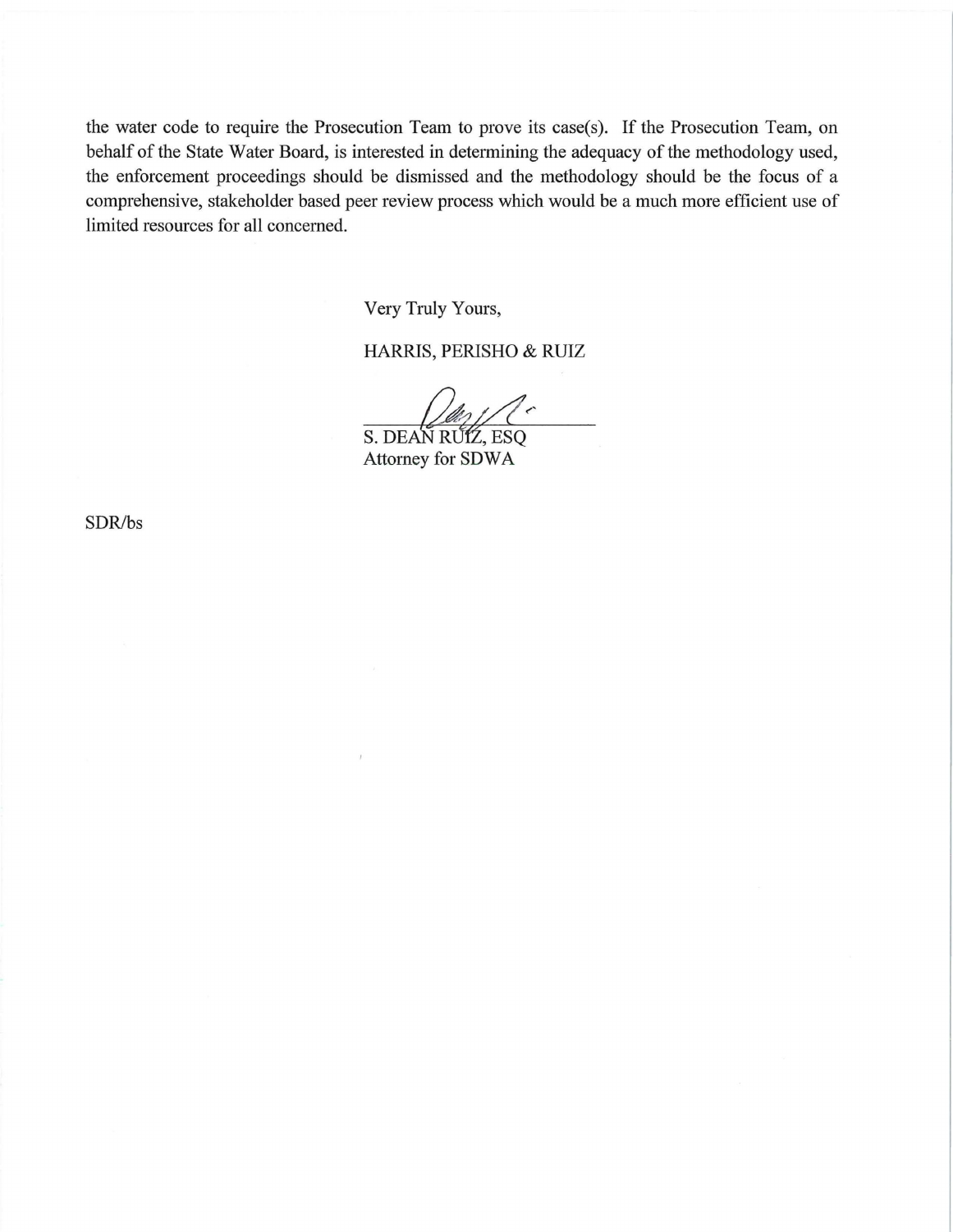the water code to require the Prosecution Team to prove its case(s). If the Prosecution Team, on behalf of the State Water Board, is interested in determining the adequacy of the methodology used, the enforcement proceedings should be dismissed and the methodology should be the focus of a comprehensive, stakeholder based peer review process which would be a much more efficient use of limited resources for all concerned.

Very Truly Yours,

HARRIS, PERISHO & RUIZ

S. DEAN RUIZ, ESQ
Attorney for SDWA

SDR/bs